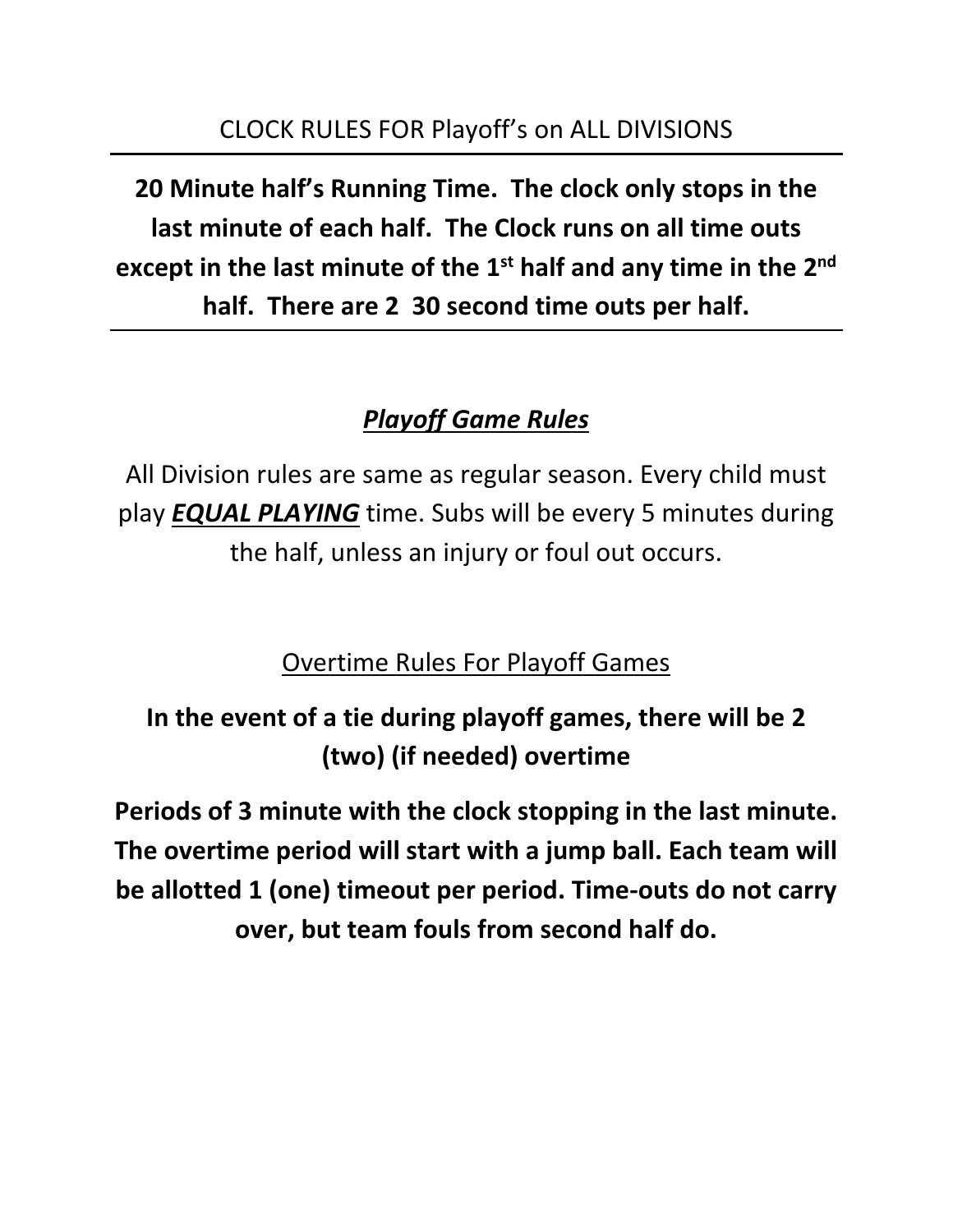CLOCK RULES FOR Playoff's on ALL DIVISIONS

---

**20 Minute half's Running Time. The clock only stops in the last minute of each half. The Clock runs on all time outs except in the last minute of the 1st half and any time in the 2nd half. There are 2 30 second time outs per half.**

---

## ***Playoff Game Rules***

All Division rules are same as regular season. Every child must play ***EQUAL PLAYING*** time. Subs will be every 5 minutes during the half, unless an injury or foul out occurs.

Overtime Rules For Playoff Games

**In the event of a tie during playoff games, there will be 2 (two) (if needed) overtime**

**Periods of 3 minute with the clock stopping in the last minute. The overtime period will start with a jump ball. Each team will be allotted 1 (one) timeout per period. Time-outs do not carry over, but team fouls from second half do.**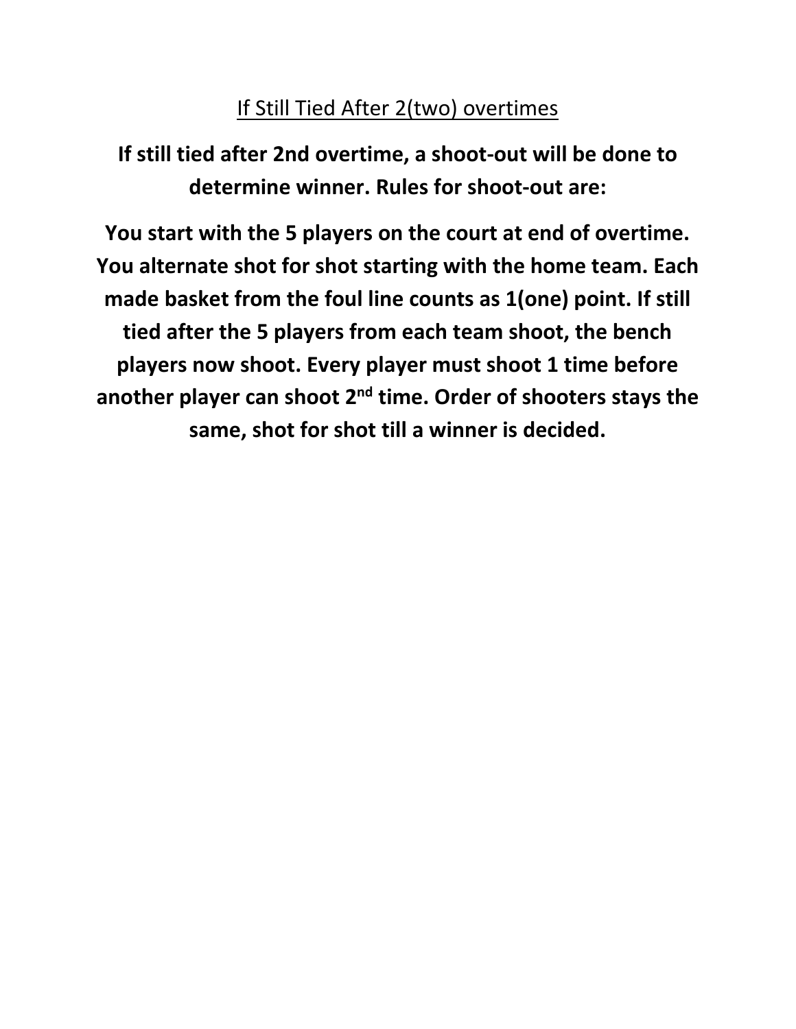## If Still Tied After 2(two) overtimes

**If still tied after 2nd overtime, a shoot-out will be done to determine winner. Rules for shoot-out are:**

**You start with the 5 players on the court at end of overtime. You alternate shot for shot starting with the home team. Each made basket from the foul line counts as 1(one) point. If still tied after the 5 players from each team shoot, the bench players now shoot. Every player must shoot 1 time before another player can shoot 2nd time. Order of shooters stays the same, shot for shot till a winner is decided.**